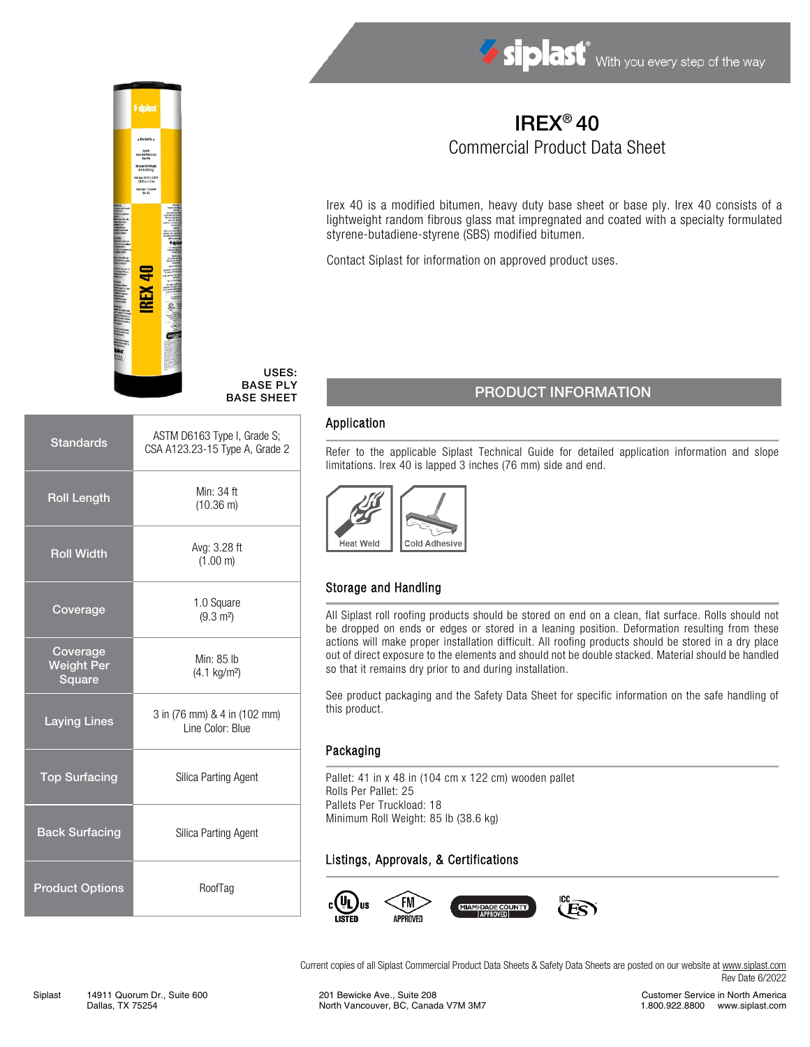siplast® With you every step of the way

# IREX® 40

## Commercial Product Data Sheet

Irex 40 is a modified bitumen, heavy duty base sheet or base ply. Irex 40 consists of a lightweight random fibrous glass mat impregnated and coated with a specialty formulated styrene-butadiene-styrene (SBS) modified bitumen.

Contact Siplast for information on approved product uses.

**USES:**
**BASE PLY**
**BASE SHEET**

| | |
|---|---|
| **Standards** | ASTM D6163 Type I, Grade S; CSA A123.23-15 Type A, Grade 2 |
| **Roll Length** | Min: 34 ft (10.36 m) |
| **Roll Width** | Avg: 3.28 ft (1.00 m) |
| **Coverage** | 1.0 Square (9.3 m²) |
| **Coverage Weight Per Square** | Min: 85 lb (4.1 kg/m²) |
| **Laying Lines** | 3 in (76 mm) & 4 in (102 mm) Line Color: Blue |
| **Top Surfacing** | Silica Parting Agent |
| **Back Surfacing** | Silica Parting Agent |
| **Product Options** | RoofTag |

## PRODUCT INFORMATION

### Application

Refer to the applicable Siplast Technical Guide for detailed application information and slope limitations. Irex 40 is lapped 3 inches (76 mm) side and end.

Heat Weld | Cold Adhesive

### Storage and Handling

All Siplast roll roofing products should be stored on end on a clean, flat surface. Rolls should not be dropped on ends or edges or stored in a leaning position. Deformation resulting from these actions will make proper installation difficult. All roofing products should be stored in a dry place out of direct exposure to the elements and should not be double stacked. Material should be handled so that it remains dry prior to and during installation.

See product packaging and the Safety Data Sheet for specific information on the safe handling of this product.

### Packaging

Pallet: 41 in x 48 in (104 cm x 122 cm) wooden pallet
Rolls Per Pallet: 25
Pallets Per Truckload: 18
Minimum Roll Weight: 85 lb (38.6 kg)

### Listings, Approvals, & Certifications

c UL us LISTED | FM APPROVED | MIAMI-DADE COUNTY APPROVED | ICC ES

Current copies of all Siplast Commercial Product Data Sheets & Safety Data Sheets are posted on our website at www.siplast.com
Rev Date 6/2022

Siplast 14911 Quorum Dr., Suite 600 Dallas, TX 75254

201 Bewicke Ave., Suite 208 North Vancouver, BC, Canada V7M 3M7

Customer Service in North America 1.800.922.8800 www.siplast.com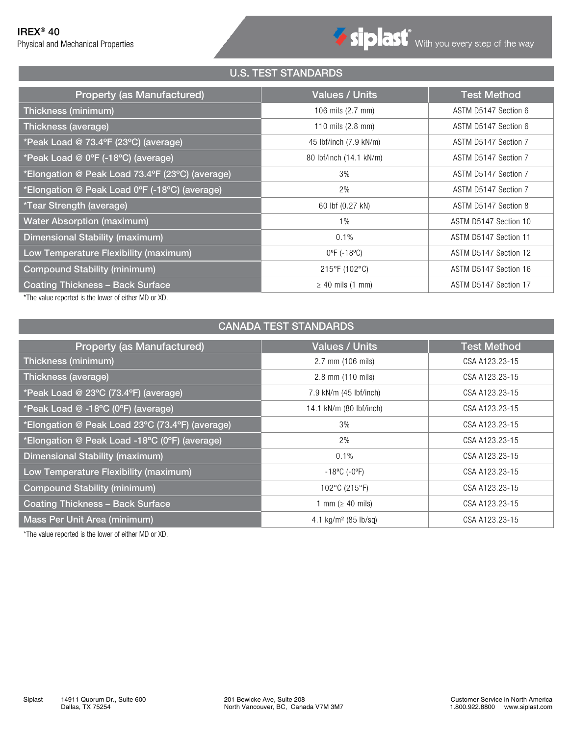# IREX® 40

Physical and Mechanical Properties

## U.S. TEST STANDARDS

| Property (as Manufactured) | Values / Units | Test Method |
| --- | --- | --- |
| Thickness (minimum) | 106 mils (2.7 mm) | ASTM D5147 Section 6 |
| Thickness (average) | 110 mils (2.8 mm) | ASTM D5147 Section 6 |
| *Peak Load @ 73.4ºF (23ºC) (average) | 45 lbf/inch (7.9 kN/m) | ASTM D5147 Section 7 |
| *Peak Load @ 0ºF (-18ºC) (average) | 80 lbf/inch (14.1 kN/m) | ASTM D5147 Section 7 |
| *Elongation @ Peak Load 73.4ºF (23ºC) (average) | 3% | ASTM D5147 Section 7 |
| *Elongation @ Peak Load 0ºF (-18ºC) (average) | 2% | ASTM D5147 Section 7 |
| *Tear Strength (average) | 60 lbf (0.27 kN) | ASTM D5147 Section 8 |
| Water Absorption (maximum) | 1% | ASTM D5147 Section 10 |
| Dimensional Stability (maximum) | 0.1% | ASTM D5147 Section 11 |
| Low Temperature Flexibility (maximum) | 0ºF (-18ºC) | ASTM D5147 Section 12 |
| Compound Stability (minimum) | 215°F (102°C) | ASTM D5147 Section 16 |
| Coating Thickness – Back Surface | ≥ 40 mils (1 mm) | ASTM D5147 Section 17 |

*The value reported is the lower of either MD or XD.

## CANADA TEST STANDARDS

| Property (as Manufactured) | Values / Units | Test Method |
| --- | --- | --- |
| Thickness (minimum) | 2.7 mm (106 mils) | CSA A123.23-15 |
| Thickness (average) | 2.8 mm (110 mils) | CSA A123.23-15 |
| *Peak Load @ 23ºC (73.4ºF) (average) | 7.9 kN/m (45 lbf/inch) | CSA A123.23-15 |
| *Peak Load @ -18ºC (0ºF) (average) | 14.1 kN/m (80 lbf/inch) | CSA A123.23-15 |
| *Elongation @ Peak Load 23ºC (73.4ºF) (average) | 3% | CSA A123.23-15 |
| *Elongation @ Peak Load -18ºC (0ºF) (average) | 2% | CSA A123.23-15 |
| Dimensional Stability (maximum) | 0.1% | CSA A123.23-15 |
| Low Temperature Flexibility (maximum) | -18ºC (-0ºF) | CSA A123.23-15 |
| Compound Stability (minimum) | 102°C (215°F) | CSA A123.23-15 |
| Coating Thickness – Back Surface | 1 mm (≥ 40 mils) | CSA A123.23-15 |
| Mass Per Unit Area (minimum) | 4.1 kg/m² (85 lb/sq) | CSA A123.23-15 |

*The value reported is the lower of either MD or XD.

Siplast 14911 Quorum Dr., Suite 600
Dallas, TX 75254

201 Bewicke Ave, Suite 208
North Vancouver, BC, Canada V7M 3M7

Customer Service in North America
1.800.922.8800 www.siplast.com